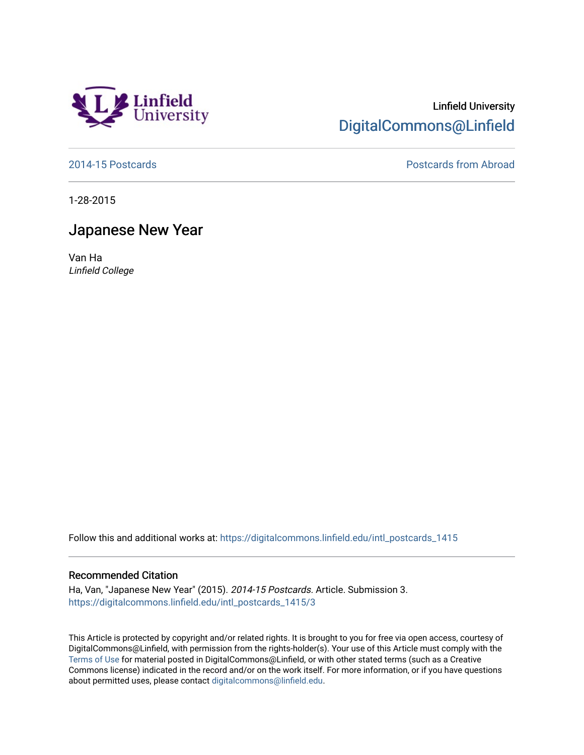Linfield University
DigitalCommons@Linfield

2014-15 Postcards

Postcards from Abroad

1-28-2015

# Japanese New Year

Van Ha
*Linfield College*

Follow this and additional works at: https://digitalcommons.linfield.edu/intl_postcards_1415

## Recommended Citation

Ha, Van, "Japanese New Year" (2015). *2014-15 Postcards.* Article. Submission 3.
https://digitalcommons.linfield.edu/intl_postcards_1415/3

This Article is protected by copyright and/or related rights. It is brought to you for free via open access, courtesy of DigitalCommons@Linfield, with permission from the rights-holder(s). Your use of this Article must comply with the Terms of Use for material posted in DigitalCommons@Linfield, or with other stated terms (such as a Creative Commons license) indicated in the record and/or on the work itself. For more information, or if you have questions about permitted uses, please contact digitalcommons@linfield.edu.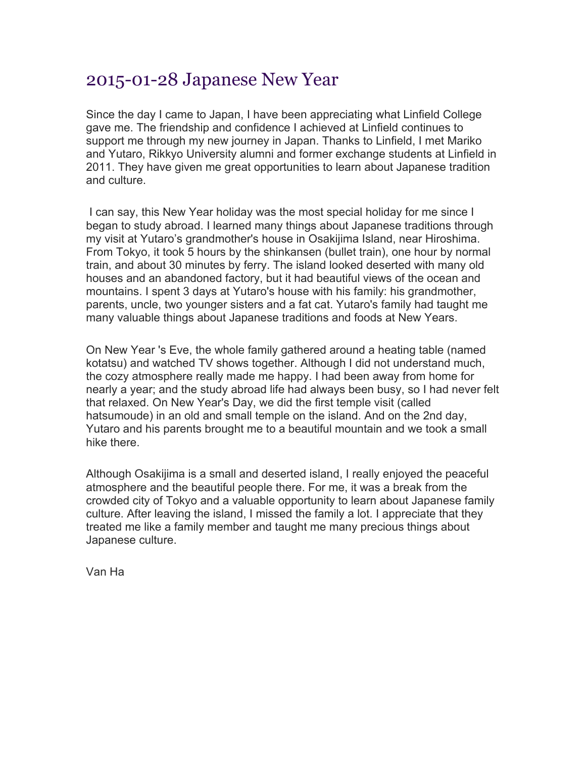# 2015-01-28 Japanese New Year

Since the day I came to Japan, I have been appreciating what Linfield College gave me. The friendship and confidence I achieved at Linfield continues to support me through my new journey in Japan. Thanks to Linfield, I met Mariko and Yutaro, Rikkyo University alumni and former exchange students at Linfield in 2011. They have given me great opportunities to learn about Japanese tradition and culture.

I can say, this New Year holiday was the most special holiday for me since I began to study abroad. I learned many things about Japanese traditions through my visit at Yutaro's grandmother's house in Osakijima Island, near Hiroshima. From Tokyo, it took 5 hours by the shinkansen (bullet train), one hour by normal train, and about 30 minutes by ferry. The island looked deserted with many old houses and an abandoned factory, but it had beautiful views of the ocean and mountains. I spent 3 days at Yutaro's house with his family: his grandmother, parents, uncle, two younger sisters and a fat cat. Yutaro's family had taught me many valuable things about Japanese traditions and foods at New Years.

On New Year 's Eve, the whole family gathered around a heating table (named kotatsu) and watched TV shows together. Although I did not understand much, the cozy atmosphere really made me happy. I had been away from home for nearly a year; and the study abroad life had always been busy, so I had never felt that relaxed. On New Year's Day, we did the first temple visit (called hatsumoude) in an old and small temple on the island. And on the 2nd day, Yutaro and his parents brought me to a beautiful mountain and we took a small hike there.

Although Osakijima is a small and deserted island, I really enjoyed the peaceful atmosphere and the beautiful people there. For me, it was a break from the crowded city of Tokyo and a valuable opportunity to learn about Japanese family culture. After leaving the island, I missed the family a lot. I appreciate that they treated me like a family member and taught me many precious things about Japanese culture.

Van Ha